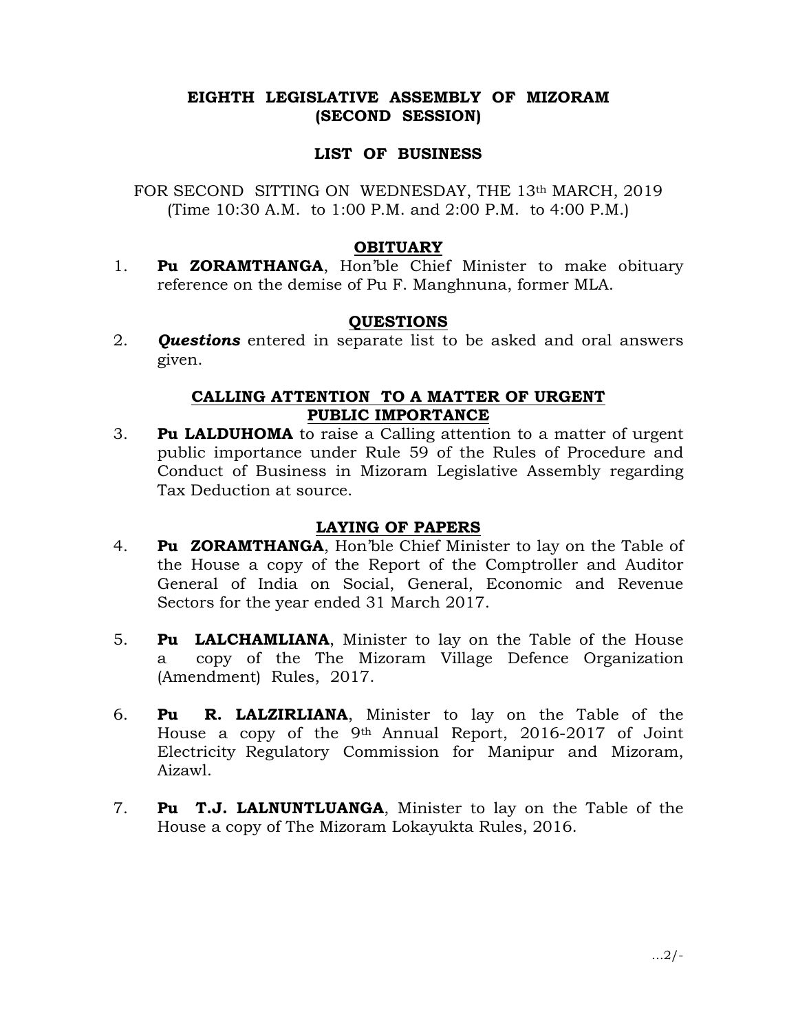# EIGHTH LEGISLATIVE ASSEMBLY OF MIZORAM
# (SECOND SESSION)

## LIST OF BUSINESS

FOR SECOND SITTING ON WEDNESDAY, THE 13th MARCH, 2019
(Time 10:30 A.M. to 1:00 P.M. and 2:00 P.M. to 4:00 P.M.)

### OBITUARY

1. **Pu ZORAMTHANGA**, Hon'ble Chief Minister to make obituary reference on the demise of Pu F. Manghnuna, former MLA.

### QUESTIONS

2. ***Questions*** entered in separate list to be asked and oral answers given.

### CALLING ATTENTION TO A MATTER OF URGENT PUBLIC IMPORTANCE

3. **Pu LALDUHOMA** to raise a Calling attention to a matter of urgent public importance under Rule 59 of the Rules of Procedure and Conduct of Business in Mizoram Legislative Assembly regarding Tax Deduction at source.

### LAYING OF PAPERS

4. **Pu ZORAMTHANGA**, Hon'ble Chief Minister to lay on the Table of the House a copy of the Report of the Comptroller and Auditor General of India on Social, General, Economic and Revenue Sectors for the year ended 31 March 2017.

5. **Pu LALCHAMLIANA**, Minister to lay on the Table of the House a copy of the The Mizoram Village Defence Organization (Amendment) Rules, 2017.

6. **Pu R. LALZIRLIANA**, Minister to lay on the Table of the House a copy of the 9th Annual Report, 2016-2017 of Joint Electricity Regulatory Commission for Manipur and Mizoram, Aizawl.

7. **Pu T.J. LALNUNTLUANGA**, Minister to lay on the Table of the House a copy of The Mizoram Lokayukta Rules, 2016.

...2/-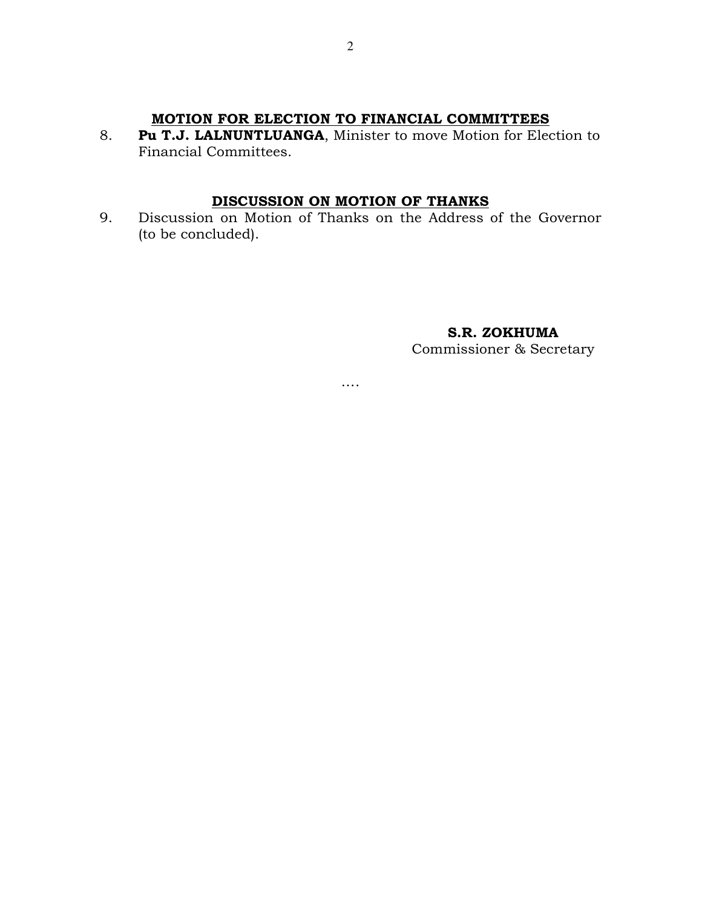## MOTION FOR ELECTION TO FINANCIAL COMMITTEES

8. **Pu T.J. LALNUNTLUANGA**, Minister to move Motion for Election to Financial Committees.

## DISCUSSION ON MOTION OF THANKS

9. Discussion on Motion of Thanks on the Address of the Governor (to be concluded).

**S.R. ZOKHUMA**
Commissioner & Secretary

....